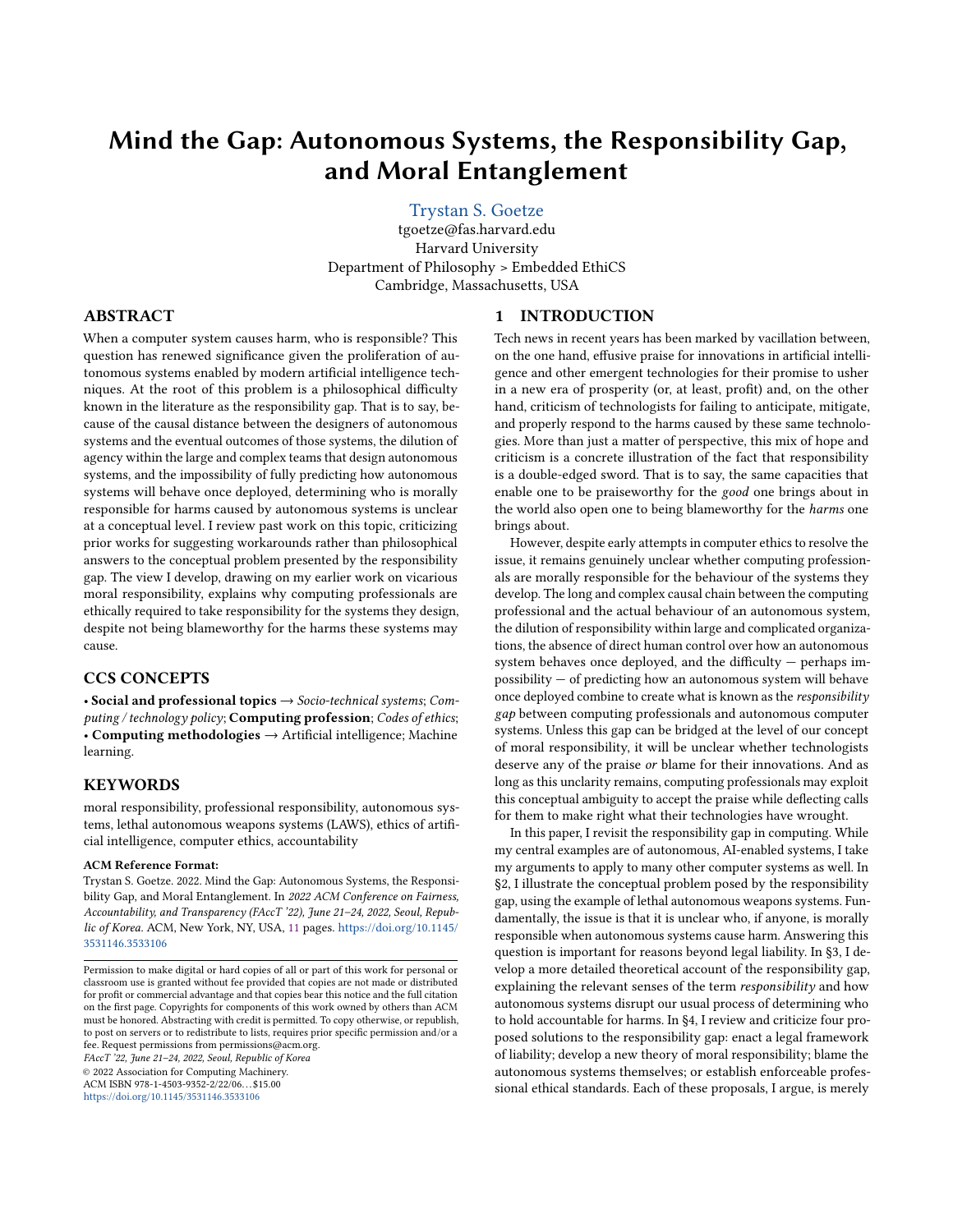# Mind the Gap: Autonomous Systems, the Responsibility Gap, and Moral Entanglement

Trystan S. Goetze
tgoetze@fas.harvard.edu
Harvard University
Department of Philosophy > Embedded EthiCS
Cambridge, Massachusetts, USA

## ABSTRACT

When a computer system causes harm, who is responsible? This question has renewed significance given the proliferation of autonomous systems enabled by modern artificial intelligence techniques. At the root of this problem is a philosophical difficulty known in the literature as the responsibility gap. That is to say, because of the causal distance between the designers of autonomous systems and the eventual outcomes of those systems, the dilution of agency within the large and complex teams that design autonomous systems, and the impossibility of fully predicting how autonomous systems will behave once deployed, determining who is morally responsible for harms caused by autonomous systems is unclear at a conceptual level. I review past work on this topic, criticizing prior works for suggesting workarounds rather than philosophical answers to the conceptual problem presented by the responsibility gap. The view I develop, drawing on my earlier work on vicarious moral responsibility, explains why computing professionals are ethically required to take responsibility for the systems they design, despite not being blameworthy for the harms these systems may cause.

## CCS CONCEPTS

• **Social and professional topics** → *Socio-technical systems*; *Computing / technology policy*; **Computing profession**; *Codes of ethics*; • **Computing methodologies** → Artificial intelligence; Machine learning.

## KEYWORDS

moral responsibility, professional responsibility, autonomous systems, lethal autonomous weapons systems (LAWS), ethics of artificial intelligence, computer ethics, accountability

**ACM Reference Format:**
Trystan S. Goetze. 2022. Mind the Gap: Autonomous Systems, the Responsibility Gap, and Moral Entanglement. In *2022 ACM Conference on Fairness, Accountability, and Transparency (FAccT '22), June 21–24, 2022, Seoul, Republic of Korea.* ACM, New York, NY, USA, 11 pages. https://doi.org/10.1145/3531146.3533106

Permission to make digital or hard copies of all or part of this work for personal or classroom use is granted without fee provided that copies are not made or distributed for profit or commercial advantage and that copies bear this notice and the full citation on the first page. Copyrights for components of this work owned by others than ACM must be honored. Abstracting with credit is permitted. To copy otherwise, or republish, to post on servers or to redistribute to lists, requires prior specific permission and/or a fee. Request permissions from permissions@acm.org.
*FAccT '22, June 21–24, 2022, Seoul, Republic of Korea*
© 2022 Association for Computing Machinery.
ACM ISBN 978-1-4503-9352-2/22/06...$15.00
https://doi.org/10.1145/3531146.3533106

## 1 INTRODUCTION

Tech news in recent years has been marked by vacillation between, on the one hand, effusive praise for innovations in artificial intelligence and other emergent technologies for their promise to usher in a new era of prosperity (or, at least, profit) and, on the other hand, criticism of technologists for failing to anticipate, mitigate, and properly respond to the harms caused by these same technologies. More than just a matter of perspective, this mix of hope and criticism is a concrete illustration of the fact that responsibility is a double-edged sword. That is to say, the same capacities that enable one to be praiseworthy for the *good* one brings about in the world also open one to being blameworthy for the *harms* one brings about.

However, despite early attempts in computer ethics to resolve the issue, it remains genuinely unclear whether computing professionals are morally responsible for the behaviour of the systems they develop. The long and complex causal chain between the computing professional and the actual behaviour of an autonomous system, the dilution of responsibility within large and complicated organizations, the absence of direct human control over how an autonomous system behaves once deployed, and the difficulty — perhaps impossibility — of predicting how an autonomous system will behave once deployed combine to create what is known as the *responsibility gap* between computing professionals and autonomous computer systems. Unless this gap can be bridged at the level of our concept of moral responsibility, it will be unclear whether technologists deserve any of the praise *or* blame for their innovations. And as long as this unclarity remains, computing professionals may exploit this conceptual ambiguity to accept the praise while deflecting calls for them to make right what their technologies have wrought.

In this paper, I revisit the responsibility gap in computing. While my central examples are of autonomous, AI-enabled systems, I take my arguments to apply to many other computer systems as well. In §2, I illustrate the conceptual problem posed by the responsibility gap, using the example of lethal autonomous weapons systems. Fundamentally, the issue is that it is unclear who, if anyone, is morally responsible when autonomous systems cause harm. Answering this question is important for reasons beyond legal liability. In §3, I develop a more detailed theoretical account of the responsibility gap, explaining the relevant senses of the term *responsibility* and how autonomous systems disrupt our usual process of determining who to hold accountable for harms. In §4, I review and criticize four proposed solutions to the responsibility gap: enact a legal framework of liability; develop a new theory of moral responsibility; blame the autonomous systems themselves; or establish enforceable professional ethical standards. Each of these proposals, I argue, is merely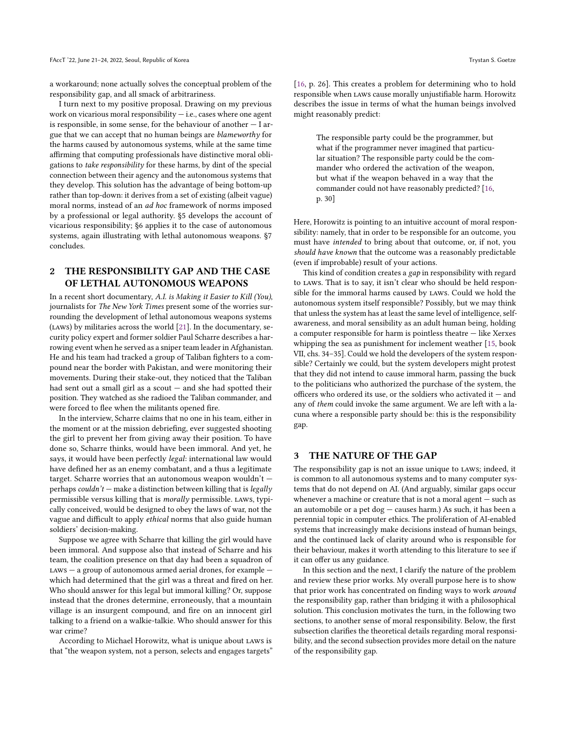a workaround; none actually solves the conceptual problem of the responsibility gap, and all smack of arbitrariness.

I turn next to my positive proposal. Drawing on my previous work on vicarious moral responsibility — i.e., cases where one agent is responsible, in some sense, for the behaviour of another — I argue that we can accept that no human beings are *blameworthy* for the harms caused by autonomous systems, while at the same time affirming that computing professionals have distinctive moral obligations to *take responsibility* for these harms, by dint of the special connection between their agency and the autonomous systems that they develop. This solution has the advantage of being bottom-up rather than top-down: it derives from a set of existing (albeit vague) moral norms, instead of an *ad hoc* framework of norms imposed by a professional or legal authority. §5 develops the account of vicarious responsibility; §6 applies it to the case of autonomous systems, again illustrating with lethal autonomous weapons. §7 concludes.

## 2 THE RESPONSIBILITY GAP AND THE CASE OF LETHAL AUTONOMOUS WEAPONS

In a recent short documentary, *A.I. is Making it Easier to Kill (You)*, journalists for *The New York Times* present some of the worries surrounding the development of lethal autonomous weapons systems (LAWS) by militaries across the world [21]. In the documentary, security policy expert and former soldier Paul Scharre describes a harrowing event when he served as a sniper team leader in Afghanistan. He and his team had tracked a group of Taliban fighters to a compound near the border with Pakistan, and were monitoring their movements. During their stake-out, they noticed that the Taliban had sent out a small girl as a scout — and she had spotted their position. They watched as she radioed the Taliban commander, and were forced to flee when the militants opened fire.

In the interview, Scharre claims that no one in his team, either in the moment or at the mission debriefing, ever suggested shooting the girl to prevent her from giving away their position. To have done so, Scharre thinks, would have been immoral. And yet, he says, it would have been perfectly *legal*: international law would have defined her as an enemy combatant, and a thus a legitimate target. Scharre worries that an autonomous weapon wouldn't — perhaps *couldn't* — make a distinction between killing that is *legally* permissible versus killing that is *morally* permissible. LAWS, typically conceived, would be designed to obey the laws of war, not the vague and difficult to apply *ethical* norms that also guide human soldiers' decision-making.

Suppose we agree with Scharre that killing the girl would have been immoral. And suppose also that instead of Scharre and his team, the coalition presence on that day had been a squadron of LAWS — a group of autonomous armed aerial drones, for example — which had determined that the girl was a threat and fired on her. Who should answer for this legal but immoral killing? Or, suppose instead that the drones determine, erroneously, that a mountain village is an insurgent compound, and fire on an innocent girl talking to a friend on a walkie-talkie. Who should answer for this war crime?

According to Michael Horowitz, what is unique about LAWS is that "the weapon system, not a person, selects and engages targets" [16, p. 26]. This creates a problem for determining who to hold responsible when LAWS cause morally unjustifiable harm. Horowitz describes the issue in terms of what the human beings involved might reasonably predict:

> The responsible party could be the programmer, but what if the programmer never imagined that particular situation? The responsible party could be the commander who ordered the activation of the weapon, but what if the weapon behaved in a way that the commander could not have reasonably predicted? [16, p. 30]

Here, Horowitz is pointing to an intuitive account of moral responsibility: namely, that in order to be responsible for an outcome, you must have *intended* to bring about that outcome, or, if not, you *should have known* that the outcome was a reasonably predictable (even if improbable) result of your actions.

This kind of condition creates a *gap* in responsibility with regard to LAWS. That is to say, it isn't clear who should be held responsible for the immoral harms caused by LAWS. Could we hold the autonomous system itself responsible? Possibly, but we may think that unless the system has at least the same level of intelligence, self-awareness, and moral sensibility as an adult human being, holding a computer responsible for harm is pointless theatre — like Xerxes whipping the sea as punishment for inclement weather [15, book VII, chs. 34–35]. Could we hold the developers of the system responsible? Certainly we could, but the system developers might protest that they did not intend to cause immoral harm, passing the buck to the politicians who authorized the purchase of the system, the officers who ordered its use, or the soldiers who activated it — and any of *them* could invoke the same argument. We are left with a lacuna where a responsible party should be: this is the responsibility gap.

## 3 THE NATURE OF THE GAP

The responsibility gap is not an issue unique to LAWS; indeed, it is common to all autonomous systems and to many computer systems that do not depend on AI. (And arguably, similar gaps occur whenever a machine or creature that is not a moral agent — such as an automobile or a pet dog — causes harm.) As such, it has been a perennial topic in computer ethics. The proliferation of AI-enabled systems that increasingly make decisions instead of human beings, and the continued lack of clarity around who is responsible for their behaviour, makes it worth attending to this literature to see if it can offer us any guidance.

In this section and the next, I clarify the nature of the problem and review these prior works. My overall purpose here is to show that prior work has concentrated on finding ways to work *around* the responsibility gap, rather than bridging it with a philosophical solution. This conclusion motivates the turn, in the following two sections, to another sense of moral responsibility. Below, the first subsection clarifies the theoretical details regarding moral responsibility, and the second subsection provides more detail on the nature of the responsibility gap.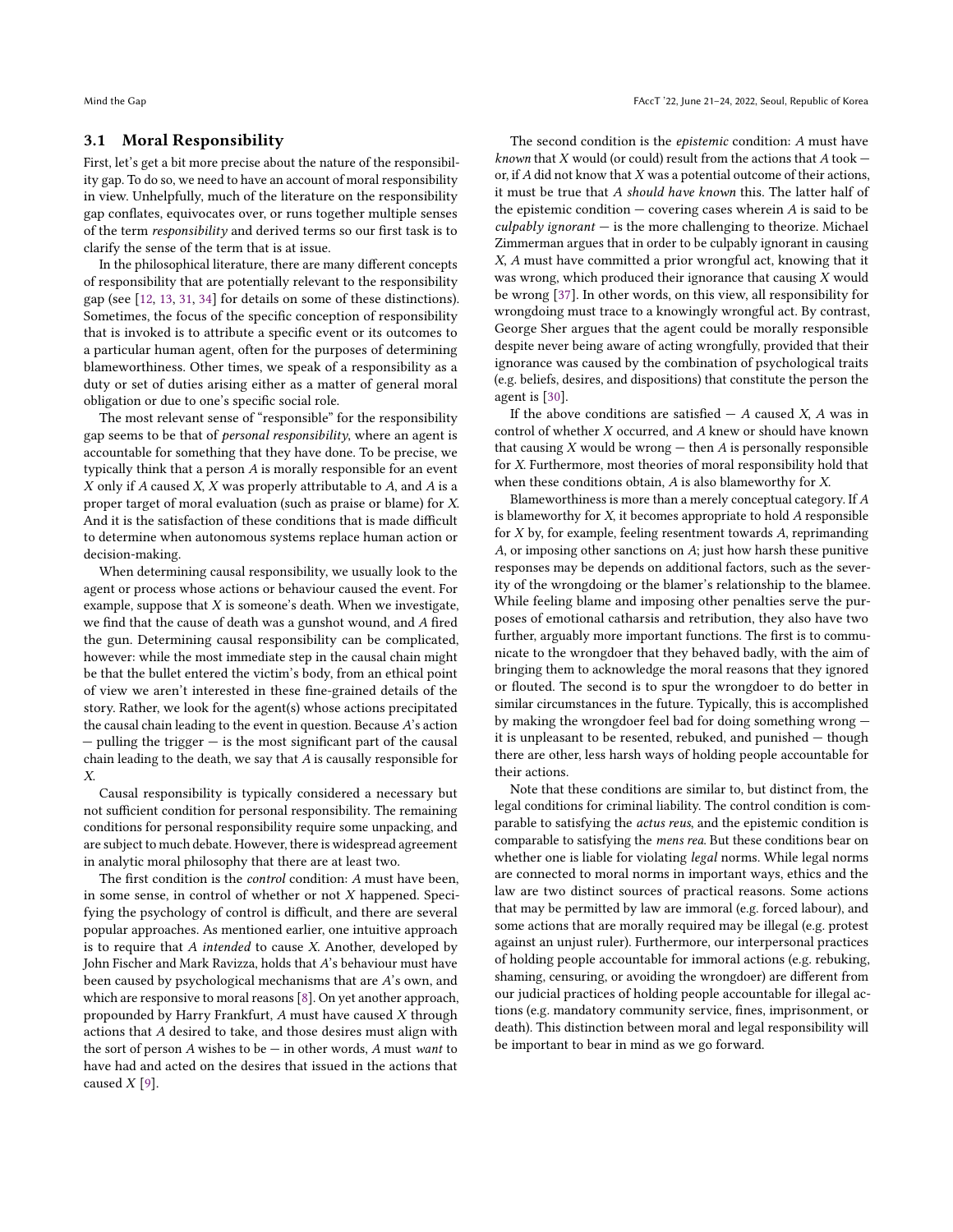### 3.1 Moral Responsibility

First, let's get a bit more precise about the nature of the responsibility gap. To do so, we need to have an account of moral responsibility in view. Unhelpfully, much of the literature on the responsibility gap conflates, equivocates over, or runs together multiple senses of the term *responsibility* and derived terms so our first task is to clarify the sense of the term that is at issue.

In the philosophical literature, there are many different concepts of responsibility that are potentially relevant to the responsibility gap (see [12, 13, 31, 34] for details on some of these distinctions). Sometimes, the focus of the specific conception of responsibility that is invoked is to attribute a specific event or its outcomes to a particular human agent, often for the purposes of determining blameworthiness. Other times, we speak of a responsibility as a duty or set of duties arising either as a matter of general moral obligation or due to one's specific social role.

The most relevant sense of "responsible" for the responsibility gap seems to be that of *personal responsibility*, where an agent is accountable for something that they have done. To be precise, we typically think that a person *A* is morally responsible for an event *X* only if *A* caused *X*, *X* was properly attributable to *A*, and *A* is a proper target of moral evaluation (such as praise or blame) for *X*. And it is the satisfaction of these conditions that is made difficult to determine when autonomous systems replace human action or decision-making.

When determining causal responsibility, we usually look to the agent or process whose actions or behaviour caused the event. For example, suppose that *X* is someone's death. When we investigate, we find that the cause of death was a gunshot wound, and *A* fired the gun. Determining causal responsibility can be complicated, however: while the most immediate step in the causal chain might be that the bullet entered the victim's body, from an ethical point of view we aren't interested in these fine-grained details of the story. Rather, we look for the agent(s) whose actions precipitated the causal chain leading to the event in question. Because *A*'s action — pulling the trigger — is the most significant part of the causal chain leading to the death, we say that *A* is causally responsible for *X*.

Causal responsibility is typically considered a necessary but not sufficient condition for personal responsibility. The remaining conditions for personal responsibility require some unpacking, and are subject to much debate. However, there is widespread agreement in analytic moral philosophy that there are at least two.

The first condition is the *control* condition: *A* must have been, in some sense, in control of whether or not *X* happened. Specifying the psychology of control is difficult, and there are several popular approaches. As mentioned earlier, one intuitive approach is to require that *A intended* to cause *X*. Another, developed by John Fischer and Mark Ravizza, holds that *A*'s behaviour must have been caused by psychological mechanisms that are *A*'s own, and which are responsive to moral reasons [8]. On yet another approach, propounded by Harry Frankfurt, *A* must have caused *X* through actions that *A* desired to take, and those desires must align with the sort of person *A* wishes to be — in other words, *A* must *want* to have had and acted on the desires that issued in the actions that caused *X* [9].

The second condition is the *epistemic* condition: *A* must have *known* that *X* would (or could) result from the actions that *A* took — or, if *A* did not know that *X* was a potential outcome of their actions, it must be true that *A should have known* this. The latter half of the epistemic condition — covering cases wherein *A* is said to be *culpably ignorant* — is the more challenging to theorize. Michael Zimmerman argues that in order to be culpably ignorant in causing *X*, *A* must have committed a prior wrongful act, knowing that it was wrong, which produced their ignorance that causing *X* would be wrong [37]. In other words, on this view, all responsibility for wrongdoing must trace to a knowingly wrongful act. By contrast, George Sher argues that the agent could be morally responsible despite never being aware of acting wrongfully, provided that their ignorance was caused by the combination of psychological traits (e.g. beliefs, desires, and dispositions) that constitute the person the agent is [30].

If the above conditions are satisfied — *A* caused *X*, *A* was in control of whether *X* occurred, and *A* knew or should have known that causing *X* would be wrong — then *A* is personally responsible for *X*. Furthermore, most theories of moral responsibility hold that when these conditions obtain, *A* is also blameworthy for *X*.

Blameworthiness is more than a merely conceptual category. If *A* is blameworthy for *X*, it becomes appropriate to hold *A* responsible for *X* by, for example, feeling resentment towards *A*, reprimanding *A*, or imposing other sanctions on *A*; just how harsh these punitive responses may be depends on additional factors, such as the severity of the wrongdoing or the blamer's relationship to the blamee. While feeling blame and imposing other penalties serve the purposes of emotional catharsis and retribution, they also have two further, arguably more important functions. The first is to communicate to the wrongdoer that they behaved badly, with the aim of bringing them to acknowledge the moral reasons that they ignored or flouted. The second is to spur the wrongdoer to do better in similar circumstances in the future. Typically, this is accomplished by making the wrongdoer feel bad for doing something wrong — it is unpleasant to be resented, rebuked, and punished — though there are other, less harsh ways of holding people accountable for their actions.

Note that these conditions are similar to, but distinct from, the legal conditions for criminal liability. The control condition is comparable to satisfying the *actus reus*, and the epistemic condition is comparable to satisfying the *mens rea*. But these conditions bear on whether one is liable for violating *legal* norms. While legal norms are connected to moral norms in important ways, ethics and the law are two distinct sources of practical reasons. Some actions that may be permitted by law are immoral (e.g. forced labour), and some actions that are morally required may be illegal (e.g. protest against an unjust ruler). Furthermore, our interpersonal practices of holding people accountable for immoral actions (e.g. rebuking, shaming, censuring, or avoiding the wrongdoer) are different from our judicial practices of holding people accountable for illegal actions (e.g. mandatory community service, fines, imprisonment, or death). This distinction between moral and legal responsibility will be important to bear in mind as we go forward.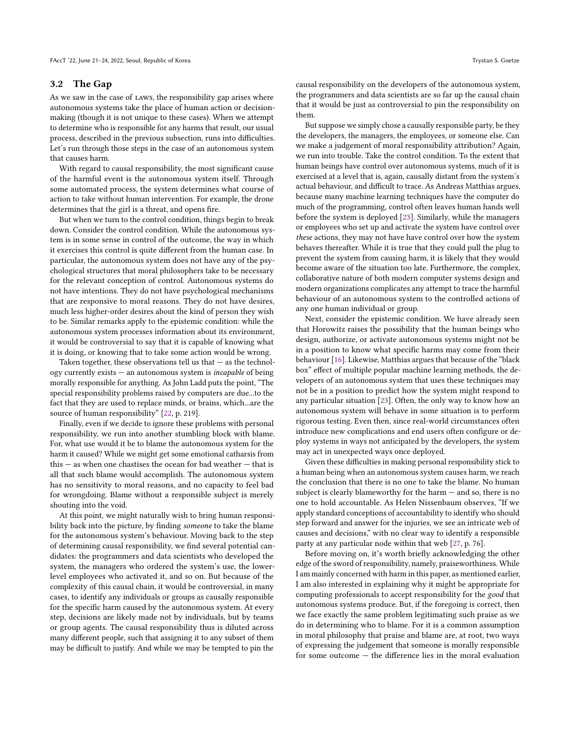### 3.2 The Gap

As we saw in the case of LAWS, the responsibility gap arises where autonomous systems take the place of human action or decision-making (though it is not unique to these cases). When we attempt to determine who is responsible for any harms that result, our usual process, described in the previous subsection, runs into difficulties. Let's run through those steps in the case of an autonomous system that causes harm.

With regard to causal responsibility, the most significant cause of the harmful event is the autonomous system itself. Through some automated process, the system determines what course of action to take without human intervention. For example, the drone determines that the girl is a threat, and opens fire.

But when we turn to the control condition, things begin to break down. Consider the control condition. While the autonomous system is in some sense in control of the outcome, the way in which it exercises this control is quite different from the human case. In particular, the autonomous system does not have any of the psychological structures that moral philosophers take to be necessary for the relevant conception of control. Autonomous systems do not have intentions. They do not have psychological mechanisms that are responsive to moral reasons. They do not have desires, much less higher-order desires about the kind of person they wish to be. Similar remarks apply to the epistemic condition: while the autonomous system processes information about its environment, it would be controversial to say that it is capable of knowing what it is doing, or knowing that to take some action would be wrong.

Taken together, these observations tell us that — as the technology currently exists — an autonomous system is *incapable* of being morally responsible for anything. As John Ladd puts the point, "The special responsibility problems raised by computers are due...to the fact that they are used to replace minds, or brains, which...are the source of human responsibility" [22, p. 219].

Finally, even if we decide to ignore these problems with personal responsibility, we run into another stumbling block with blame. For, what use would it be to blame the autonomous system for the harm it caused? While we might get some emotional catharsis from this — as when one chastises the ocean for bad weather — that is all that such blame would accomplish. The autonomous system has no sensitivity to moral reasons, and no capacity to feel bad for wrongdoing. Blame without a responsible subject is merely shouting into the void.

At this point, we might naturally wish to bring human responsibility back into the picture, by finding *someone* to take the blame for the autonomous system's behaviour. Moving back to the step of determining causal responsibility, we find several potential candidates: the programmers and data scientists who developed the system, the managers who ordered the system's use, the lower-level employees who activated it, and so on. But because of the complexity of this causal chain, it would be controversial, in many cases, to identify any individuals or groups as causally responsible for the specific harm caused by the autonomous system. At every step, decisions are likely made not by individuals, but by teams or group agents. The causal responsibility thus is diluted across many different people, such that assigning it to any subset of them may be difficult to justify. And while we may be tempted to pin the causal responsibility on the developers of the autonomous system, the programmers and data scientists are so far up the causal chain that it would be just as controversial to pin the responsibility on them.

But suppose we simply chose a causally responsible party, be they the developers, the managers, the employees, or someone else. Can we make a judgement of moral responsibility attribution? Again, we run into trouble. Take the control condition. To the extent that human beings have control over autonomous systems, much of it is exercised at a level that is, again, causally distant from the system's actual behaviour, and difficult to trace. As Andreas Matthias argues, because many machine learning techniques have the computer do much of the programming, control often leaves human hands well before the system is deployed [23]. Similarly, while the managers or employees who set up and activate the system have control over *these* actions, they may not have have control over how the system behaves thereafter. While it is true that they could pull the plug to prevent the system from causing harm, it is likely that they would become aware of the situation too late. Furthermore, the complex, collaborative nature of both modern computer systems design and modern organizations complicates any attempt to trace the harmful behaviour of an autonomous system to the controlled actions of any one human individual or group.

Next, consider the epistemic condition. We have already seen that Horowitz raises the possibility that the human beings who design, authorize, or activate autonomous systems might not be in a position to know what specific harms may come from their behaviour [16]. Likewise, Matthias argues that because of the "black box" effect of multiple popular machine learning methods, the developers of an autonomous system that uses these techniques may not be in a position to predict how the system might respond to any particular situation [23]. Often, the only way to know how an autonomous system will behave in some situation is to perform rigorous testing. Even then, since real-world circumstances often introduce new complications and end users often configure or deploy systems in ways not anticipated by the developers, the system may act in unexpected ways once deployed.

Given these difficulties in making personal responsibility stick to a human being when an autonomous system causes harm, we reach the conclusion that there is no one to take the blame. No human subject is clearly blameworthy for the harm — and so, there is no one to hold accountable. As Helen Nissenbaum observes, "If we apply standard conceptions of accountability to identify who should step forward and answer for the injuries, we see an intricate web of causes and decisions," with no clear way to identify a responsible party at any particular node within that web [27, p. 76].

Before moving on, it's worth briefly acknowledging the other edge of the sword of responsibility, namely, praiseworthiness. While I am mainly concerned with harm in this paper, as mentioned earlier, I am also interested in explaining why it might be appropriate for computing professionals to accept responsibility for the *good* that autonomous systems produce. But, if the foregoing is correct, then we face exactly the same problem legitimating such praise as we do in determining who to blame. For it is a common assumption in moral philosophy that praise and blame are, at root, two ways of expressing the judgement that someone is morally responsible for some outcome — the difference lies in the moral evaluation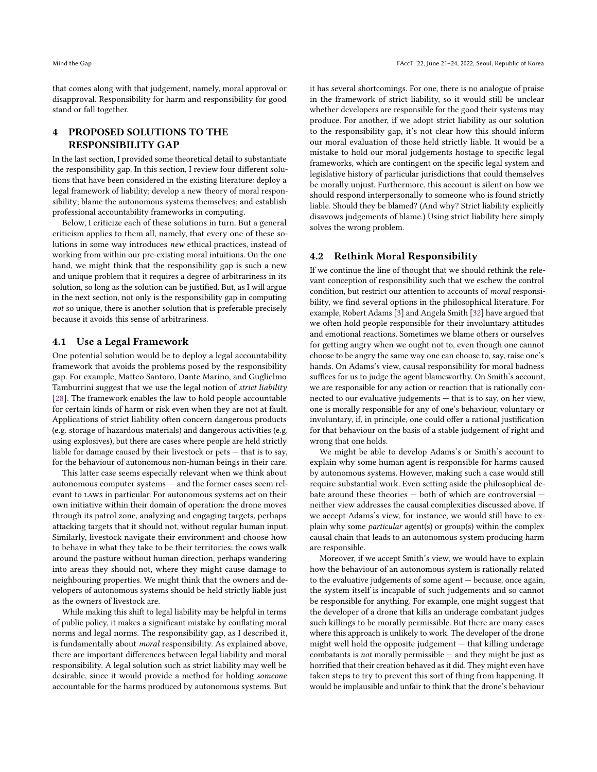that comes along with that judgement, namely, moral approval or disapproval. Responsibility for harm and responsibility for good stand or fall together.

## 4 PROPOSED SOLUTIONS TO THE RESPONSIBILITY GAP

In the last section, I provided some theoretical detail to substantiate the responsibility gap. In this section, I review four different solutions that have been considered in the existing literature: deploy a legal framework of liability; develop a new theory of moral responsibility; blame the autonomous systems themselves; and establish professional accountability frameworks in computing.

Below, I criticize each of these solutions in turn. But a general criticism applies to them all, namely, that every one of these solutions in some way introduces *new* ethical practices, instead of working from within our pre-existing moral intuitions. On the one hand, we might think that the responsibility gap is such a new and unique problem that it requires a degree of arbitrariness in its solution, so long as the solution can be justified. But, as I will argue in the next section, not only is the responsibility gap in computing *not* so unique, there is another solution that is preferable precisely because it avoids this sense of arbitrariness.

### 4.1 Use a Legal Framework

One potential solution would be to deploy a legal accountability framework that avoids the problems posed by the responsibility gap. For example, Matteo Santoro, Dante Marino, and Guglielmo Tamburrini suggest that we use the legal notion of *strict liability* [28]. The framework enables the law to hold people accountable for certain kinds of harm or risk even when they are not at fault. Applications of strict liability often concern dangerous products (e.g. storage of hazardous materials) and dangerous activities (e.g. using explosives), but there are cases where people are held strictly liable for damage caused by their livestock or pets — that is to say, for the behaviour of autonomous non-human beings in their care.

This latter case seems especially relevant when we think about autonomous computer systems — and the former cases seem relevant to LAWS in particular. For autonomous systems act on their own initiative within their domain of operation: the drone moves through its patrol zone, analyzing and engaging targets, perhaps attacking targets that it should not, without regular human input. Similarly, livestock navigate their environment and choose how to behave in what they take to be their territories: the cows walk around the pasture without human direction, perhaps wandering into areas they should not, where they might cause damage to neighbouring properties. We might think that the owners and developers of autonomous systems should be held strictly liable just as the owners of livestock are.

While making this shift to legal liability may be helpful in terms of public policy, it makes a significant mistake by conflating moral norms and legal norms. The responsibility gap, as I described it, is fundamentally about *moral* responsibility. As explained above, there are important differences between legal liability and moral responsibility. A legal solution such as strict liability may well be desirable, since it would provide a method for holding *someone* accountable for the harms produced by autonomous systems. But it has several shortcomings. For one, there is no analogue of praise in the framework of strict liability, so it would still be unclear whether developers are responsible for the good their systems may produce. For another, if we adopt strict liability as our solution to the responsibility gap, it's not clear how this should inform our moral evaluation of those held strictly liable. It would be a mistake to hold our moral judgements hostage to specific legal frameworks, which are contingent on the specific legal system and legislative history of particular jurisdictions that could themselves be morally unjust. Furthermore, this account is silent on how we should respond interpersonally to someone who is found strictly liable. Should they be blamed? (And why? Strict liability explicitly disavows judgements of blame.) Using strict liability here simply solves the wrong problem.

### 4.2 Rethink Moral Responsibility

If we continue the line of thought that we should rethink the relevant conception of responsibility such that we eschew the control condition, but restrict our attention to accounts of *moral* responsibility, we find several options in the philosophical literature. For example, Robert Adams [3] and Angela Smith [32] have argued that we often hold people responsible for their involuntary attitudes and emotional reactions. Sometimes we blame others or ourselves for getting angry when we ought not to, even though one cannot choose to be angry the same way one can choose to, say, raise one's hands. On Adams's view, causal responsibility for moral badness suffices for us to judge the agent blameworthy. On Smith's account, we are responsible for any action or reaction that is rationally connected to our evaluative judgements — that is to say, on her view, one is morally responsible for any of one's behaviour, voluntary or involuntary, if, in principle, one could offer a rational justification for that behaviour on the basis of a stable judgement of right and wrong that one holds.

We might be able to develop Adams's or Smith's account to explain why some human agent is responsible for harms caused by autonomous systems. However, making such a case would still require substantial work. Even setting aside the philosophical debate around these theories — both of which are controversial — neither view addresses the causal complexities discussed above. If we accept Adams's view, for instance, we would still have to explain why some *particular* agent(s) or group(s) within the complex causal chain that leads to an autonomous system producing harm are responsible.

Moreover, if we accept Smith's view, we would have to explain how the behaviour of an autonomous system is rationally related to the evaluative judgements of some agent — because, once again, the system itself is incapable of such judgements and so cannot be responsible for anything. For example, one might suggest that the developer of a drone that kills an underage combatant judges such killings to be morally permissible. But there are many cases where this approach is unlikely to work. The developer of the drone might well hold the opposite judgement — that killing underage combatants is *not* morally permissible — and they might be just as horrified that their creation behaved as it did. They might even have taken steps to try to prevent this sort of thing from happening. It would be implausible and unfair to think that the drone's behaviour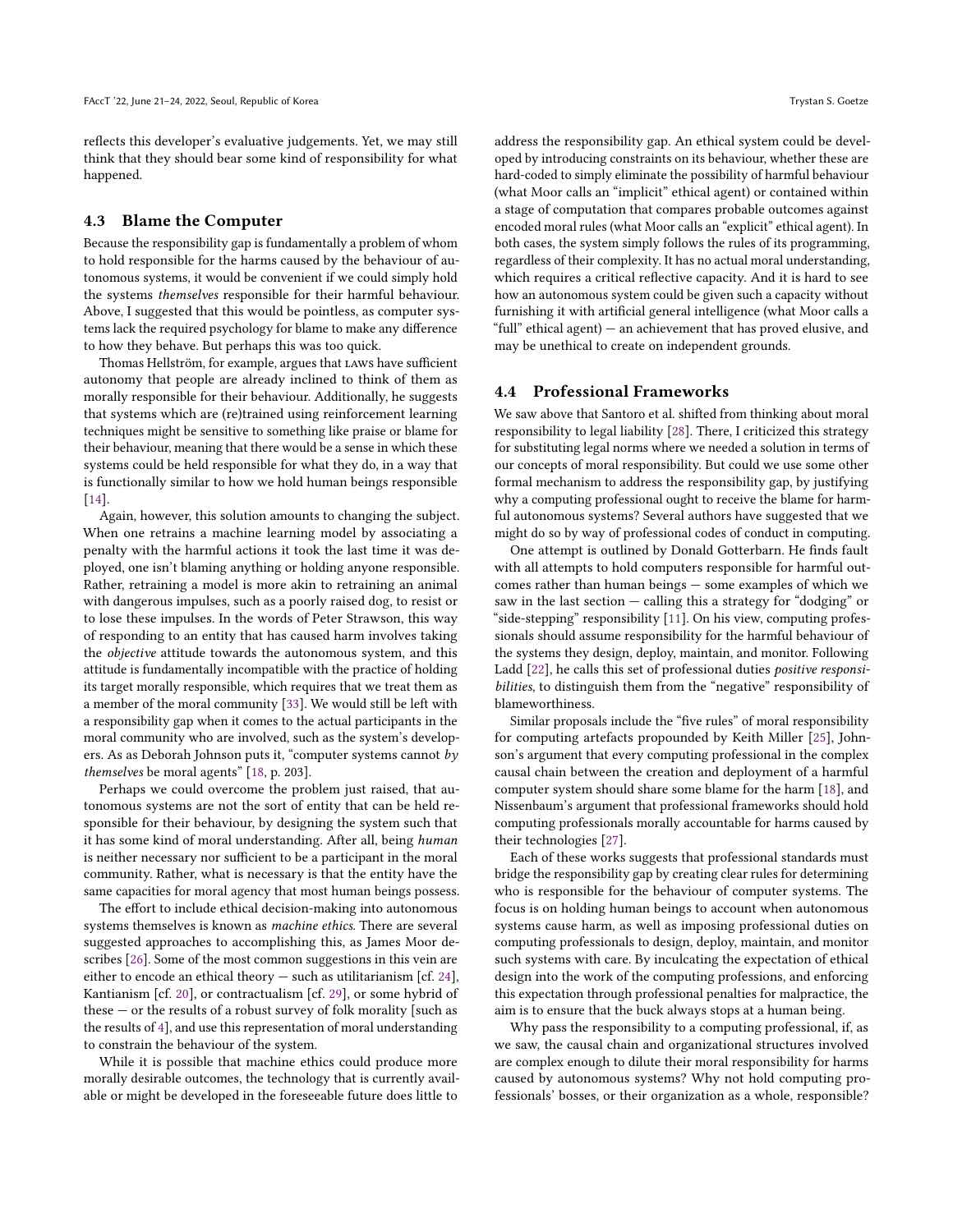reflects this developer's evaluative judgements. Yet, we may still think that they should bear some kind of responsibility for what happened.

### 4.3 Blame the Computer

Because the responsibility gap is fundamentally a problem of whom to hold responsible for the harms caused by the behaviour of autonomous systems, it would be convenient if we could simply hold the systems *themselves* responsible for their harmful behaviour. Above, I suggested that this would be pointless, as computer systems lack the required psychology for blame to make any difference to how they behave. But perhaps this was too quick.

Thomas Hellström, for example, argues that LAWs have sufficient autonomy that people are already inclined to think of them as morally responsible for their behaviour. Additionally, he suggests that systems which are (re)trained using reinforcement learning techniques might be sensitive to something like praise or blame for their behaviour, meaning that there would be a sense in which these systems could be held responsible for what they do, in a way that is functionally similar to how we hold human beings responsible [14].

Again, however, this solution amounts to changing the subject. When one retrains a machine learning model by associating a penalty with the harmful actions it took the last time it was deployed, one isn't blaming anything or holding anyone responsible. Rather, retraining a model is more akin to retraining an animal with dangerous impulses, such as a poorly raised dog, to resist or to lose these impulses. In the words of Peter Strawson, this way of responding to an entity that has caused harm involves taking the *objective* attitude towards the autonomous system, and this attitude is fundamentally incompatible with the practice of holding its target morally responsible, which requires that we treat them as a member of the moral community [33]. We would still be left with a responsibility gap when it comes to the actual participants in the moral community who are involved, such as the system's developers. As as Deborah Johnson puts it, "computer systems cannot *by themselves* be moral agents" [18, p. 203].

Perhaps we could overcome the problem just raised, that autonomous systems are not the sort of entity that can be held responsible for their behaviour, by designing the system such that it has some kind of moral understanding. After all, being *human* is neither necessary nor sufficient to be a participant in the moral community. Rather, what is necessary is that the entity have the same capacities for moral agency that most human beings possess.

The effort to include ethical decision-making into autonomous systems themselves is known as *machine ethics*. There are several suggested approaches to accomplishing this, as James Moor describes [26]. Some of the most common suggestions in this vein are either to encode an ethical theory — such as utilitarianism [cf. 24], Kantianism [cf. 20], or contractualism [cf. 29], or some hybrid of these — or the results of a robust survey of folk morality [such as the results of 4], and use this representation of moral understanding to constrain the behaviour of the system.

While it is possible that machine ethics could produce more morally desirable outcomes, the technology that is currently available or might be developed in the foreseeable future does little to address the responsibility gap. An ethical system could be developed by introducing constraints on its behaviour, whether these are hard-coded to simply eliminate the possibility of harmful behaviour (what Moor calls an "implicit" ethical agent) or contained within a stage of computation that compares probable outcomes against encoded moral rules (what Moor calls an "explicit" ethical agent). In both cases, the system simply follows the rules of its programming, regardless of their complexity. It has no actual moral understanding, which requires a critical reflective capacity. And it is hard to see how an autonomous system could be given such a capacity without furnishing it with artificial general intelligence (what Moor calls a "full" ethical agent) — an achievement that has proved elusive, and may be unethical to create on independent grounds.

### 4.4 Professional Frameworks

We saw above that Santoro et al. shifted from thinking about moral responsibility to legal liability [28]. There, I criticized this strategy for substituting legal norms where we needed a solution in terms of our concepts of moral responsibility. But could we use some other formal mechanism to address the responsibility gap, by justifying why a computing professional ought to receive the blame for harmful autonomous systems? Several authors have suggested that we might do so by way of professional codes of conduct in computing.

One attempt is outlined by Donald Gotterbarn. He finds fault with all attempts to hold computers responsible for harmful outcomes rather than human beings — some examples of which we saw in the last section — calling this a strategy for "dodging" or "side-stepping" responsibility [11]. On his view, computing professionals should assume responsibility for the harmful behaviour of the systems they design, deploy, maintain, and monitor. Following Ladd [22], he calls this set of professional duties *positive responsibilities*, to distinguish them from the "negative" responsibility of blameworthiness.

Similar proposals include the "five rules" of moral responsibility for computing artefacts propounded by Keith Miller [25], Johnson's argument that every computing professional in the complex causal chain between the creation and deployment of a harmful computer system should share some blame for the harm [18], and Nissenbaum's argument that professional frameworks should hold computing professionals morally accountable for harms caused by their technologies [27].

Each of these works suggests that professional standards must bridge the responsibility gap by creating clear rules for determining who is responsible for the behaviour of computer systems. The focus is on holding human beings to account when autonomous systems cause harm, as well as imposing professional duties on computing professionals to design, deploy, maintain, and monitor such systems with care. By inculcating the expectation of ethical design into the work of the computing professions, and enforcing this expectation through professional penalties for malpractice, the aim is to ensure that the buck always stops at a human being.

Why pass the responsibility to a computing professional, if, as we saw, the causal chain and organizational structures involved are complex enough to dilute their moral responsibility for harms caused by autonomous systems? Why not hold computing professionals' bosses, or their organization as a whole, responsible?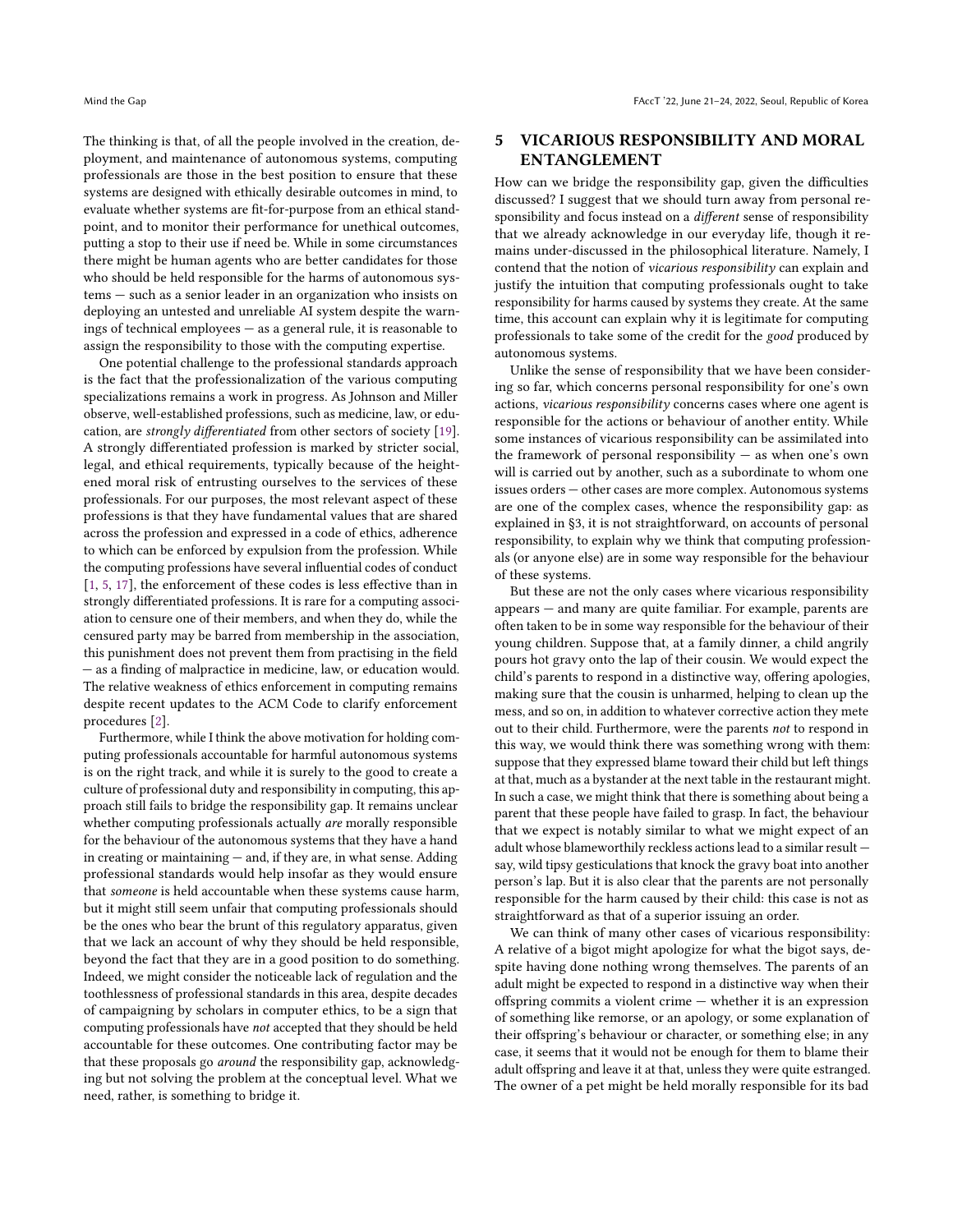The thinking is that, of all the people involved in the creation, deployment, and maintenance of autonomous systems, computing professionals are those in the best position to ensure that these systems are designed with ethically desirable outcomes in mind, to evaluate whether systems are fit-for-purpose from an ethical standpoint, and to monitor their performance for unethical outcomes, putting a stop to their use if need be. While in some circumstances there might be human agents who are better candidates for those who should be held responsible for the harms of autonomous systems — such as a senior leader in an organization who insists on deploying an untested and unreliable AI system despite the warnings of technical employees — as a general rule, it is reasonable to assign the responsibility to those with the computing expertise.

One potential challenge to the professional standards approach is the fact that the professionalization of the various computing specializations remains a work in progress. As Johnson and Miller observe, well-established professions, such as medicine, law, or education, are *strongly differentiated* from other sectors of society [19]. A strongly differentiated profession is marked by stricter social, legal, and ethical requirements, typically because of the heightened moral risk of entrusting ourselves to the services of these professionals. For our purposes, the most relevant aspect of these professions is that they have fundamental values that are shared across the profession and expressed in a code of ethics, adherence to which can be enforced by expulsion from the profession. While the computing professions have several influential codes of conduct [1, 5, 17], the enforcement of these codes is less effective than in strongly differentiated professions. It is rare for a computing association to censure one of their members, and when they do, while the censured party may be barred from membership in the association, this punishment does not prevent them from practising in the field — as a finding of malpractice in medicine, law, or education would. The relative weakness of ethics enforcement in computing remains despite recent updates to the ACM Code to clarify enforcement procedures [2].

Furthermore, while I think the above motivation for holding computing professionals accountable for harmful autonomous systems is on the right track, and while it is surely to the good to create a culture of professional duty and responsibility in computing, this approach still fails to bridge the responsibility gap. It remains unclear whether computing professionals actually *are* morally responsible for the behaviour of the autonomous systems that they have a hand in creating or maintaining — and, if they are, in what sense. Adding professional standards would help insofar as they would ensure that *someone* is held accountable when these systems cause harm, but it might still seem unfair that computing professionals should be the ones who bear the brunt of this regulatory apparatus, given that we lack an account of why they should be held responsible, beyond the fact that they are in a good position to do something. Indeed, we might consider the noticeable lack of regulation and the toothlessness of professional standards in this area, despite decades of campaigning by scholars in computer ethics, to be a sign that computing professionals have *not* accepted that they should be held accountable for these outcomes. One contributing factor may be that these proposals go *around* the responsibility gap, acknowledging but not solving the problem at the conceptual level. What we need, rather, is something to bridge it.

## 5 VICARIOUS RESPONSIBILITY AND MORAL ENTANGLEMENT

How can we bridge the responsibility gap, given the difficulties discussed? I suggest that we should turn away from personal responsibility and focus instead on a *different* sense of responsibility that we already acknowledge in our everyday life, though it remains under-discussed in the philosophical literature. Namely, I contend that the notion of *vicarious responsibility* can explain and justify the intuition that computing professionals ought to take responsibility for harms caused by systems they create. At the same time, this account can explain why it is legitimate for computing professionals to take some of the credit for the *good* produced by autonomous systems.

Unlike the sense of responsibility that we have been considering so far, which concerns personal responsibility for one's own actions, *vicarious responsibility* concerns cases where one agent is responsible for the actions or behaviour of another entity. While some instances of vicarious responsibility can be assimilated into the framework of personal responsibility — as when one's own will is carried out by another, such as a subordinate to whom one issues orders — other cases are more complex. Autonomous systems are one of the complex cases, whence the responsibility gap: as explained in §3, it is not straightforward, on accounts of personal responsibility, to explain why we think that computing professionals (or anyone else) are in some way responsible for the behaviour of these systems.

But these are not the only cases where vicarious responsibility appears — and many are quite familiar. For example, parents are often taken to be in some way responsible for the behaviour of their young children. Suppose that, at a family dinner, a child angrily pours hot gravy onto the lap of their cousin. We would expect the child's parents to respond in a distinctive way, offering apologies, making sure that the cousin is unharmed, helping to clean up the mess, and so on, in addition to whatever corrective action they mete out to their child. Furthermore, were the parents *not* to respond in this way, we would think there was something wrong with them: suppose that they expressed blame toward their child but left things at that, much as a bystander at the next table in the restaurant might. In such a case, we might think that there is something about being a parent that these people have failed to grasp. In fact, the behaviour that we expect is notably similar to what we might expect of an adult whose blameworthily reckless actions lead to a similar result — say, wild tipsy gesticulations that knock the gravy boat into another person's lap. But it is also clear that the parents are not personally responsible for the harm caused by their child: this case is not as straightforward as that of a superior issuing an order.

We can think of many other cases of vicarious responsibility: A relative of a bigot might apologize for what the bigot says, despite having done nothing wrong themselves. The parents of an adult might be expected to respond in a distinctive way when their offspring commits a violent crime — whether it is an expression of something like remorse, or an apology, or some explanation of their offspring's behaviour or character, or something else; in any case, it seems that it would not be enough for them to blame their adult offspring and leave it at that, unless they were quite estranged. The owner of a pet might be held morally responsible for its bad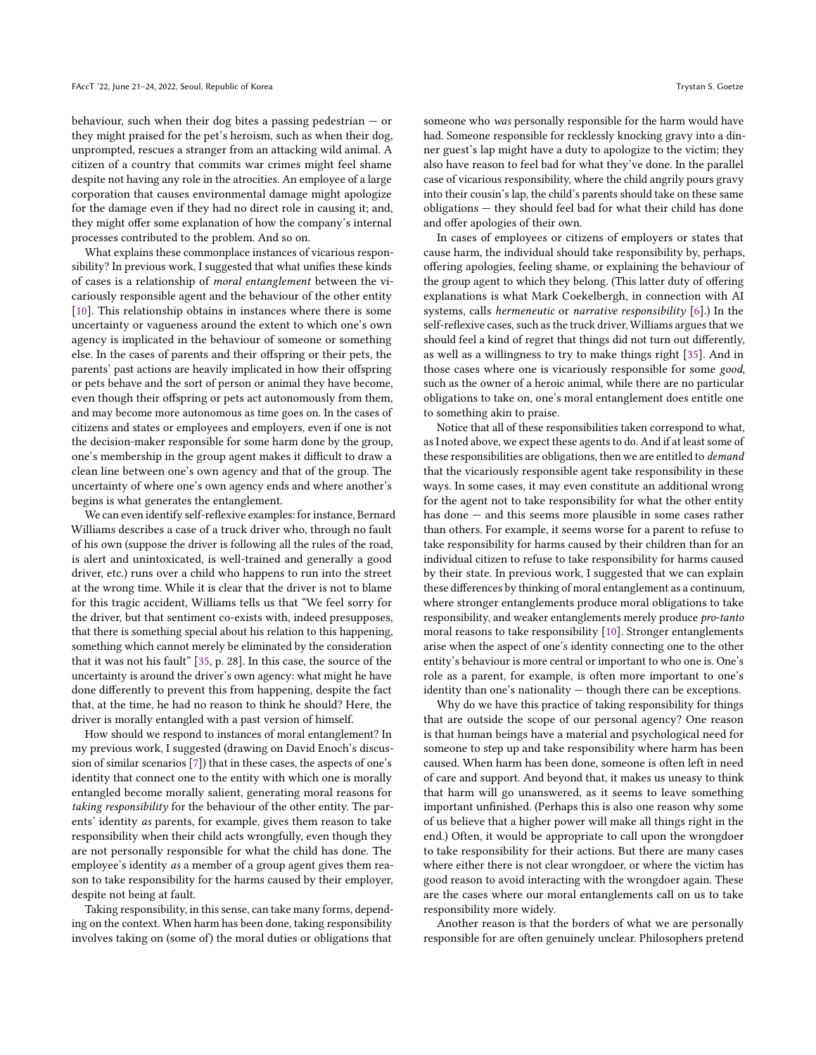behaviour, such when their dog bites a passing pedestrian — or they might praised for the pet's heroism, such as when their dog, unprompted, rescues a stranger from an attacking wild animal. A citizen of a country that commits war crimes might feel shame despite not having any role in the atrocities. An employee of a large corporation that causes environmental damage might apologize for the damage even if they had no direct role in causing it; and, they might offer some explanation of how the company's internal processes contributed to the problem. And so on.

What explains these commonplace instances of vicarious responsibility? In previous work, I suggested that what unifies these kinds of cases is a relationship of *moral entanglement* between the vicariously responsible agent and the behaviour of the other entity [10]. This relationship obtains in instances where there is some uncertainty or vagueness around the extent to which one's own agency is implicated in the behaviour of someone or something else. In the cases of parents and their offspring or their pets, the parents' past actions are heavily implicated in how their offspring or pets behave and the sort of person or animal they have become, even though their offspring or pets act autonomously from them, and may become more autonomous as time goes on. In the cases of citizens and states or employees and employers, even if one is not the decision-maker responsible for some harm done by the group, one's membership in the group agent makes it difficult to draw a clean line between one's own agency and that of the group. The uncertainty of where one's own agency ends and where another's begins is what generates the entanglement.

We can even identify self-reflexive examples: for instance, Bernard Williams describes a case of a truck driver who, through no fault of his own (suppose the driver is following all the rules of the road, is alert and unintoxicated, is well-trained and generally a good driver, etc.) runs over a child who happens to run into the street at the wrong time. While it is clear that the driver is not to blame for this tragic accident, Williams tells us that "We feel sorry for the driver, but that sentiment co-exists with, indeed presupposes, that there is something special about his relation to this happening, something which cannot merely be eliminated by the consideration that it was not his fault" [35, p. 28]. In this case, the source of the uncertainty is around the driver's own agency: what might he have done differently to prevent this from happening, despite the fact that, at the time, he had no reason to think he should? Here, the driver is morally entangled with a past version of himself.

How should we respond to instances of moral entanglement? In my previous work, I suggested (drawing on David Enoch's discussion of similar scenarios [7]) that in these cases, the aspects of one's identity that connect one to the entity with which one is morally entangled become morally salient, generating moral reasons for *taking responsibility* for the behaviour of the other entity. The parents' identity *as* parents, for example, gives them reason to take responsibility when their child acts wrongfully, even though they are not personally responsible for what the child has done. The employee's identity *as* a member of a group agent gives them reason to take responsibility for the harms caused by their employer, despite not being at fault.

Taking responsibility, in this sense, can take many forms, depending on the context. When harm has been done, taking responsibility involves taking on (some of) the moral duties or obligations that someone who *was* personally responsible for the harm would have had. Someone responsible for recklessly knocking gravy into a dinner guest's lap might have a duty to apologize to the victim; they also have reason to feel bad for what they've done. In the parallel case of vicarious responsibility, where the child angrily pours gravy into their cousin's lap, the child's parents should take on these same obligations — they should feel bad for what their child has done and offer apologies of their own.

In cases of employees or citizens of employers or states that cause harm, the individual should take responsibility by, perhaps, offering apologies, feeling shame, or explaining the behaviour of the group agent to which they belong. (This latter duty of offering explanations is what Mark Coekelbergh, in connection with AI systems, calls *hermeneutic* or *narrative responsibility* [6].) In the self-reflexive cases, such as the truck driver, Williams argues that we should feel a kind of regret that things did not turn out differently, as well as a willingness to try to make things right [35]. And in those cases where one is vicariously responsible for some *good*, such as the owner of a heroic animal, while there are no particular obligations to take on, one's moral entanglement does entitle one to something akin to praise.

Notice that all of these responsibilities taken correspond to what, as I noted above, we expect these agents to do. And if at least some of these responsibilities are obligations, then we are entitled to *demand* that the vicariously responsible agent take responsibility in these ways. In some cases, it may even constitute an additional wrong for the agent not to take responsibility for what the other entity has done — and this seems more plausible in some cases rather than others. For example, it seems worse for a parent to refuse to take responsibility for harms caused by their children than for an individual citizen to refuse to take responsibility for harms caused by their state. In previous work, I suggested that we can explain these differences by thinking of moral entanglement as a continuum, where stronger entanglements produce moral obligations to take responsibility, and weaker entanglements merely produce *pro-tanto* moral reasons to take responsibility [10]. Stronger entanglements arise when the aspect of one's identity connecting one to the other entity's behaviour is more central or important to who one is. One's role as a parent, for example, is often more important to one's identity than one's nationality — though there can be exceptions.

Why do we have this practice of taking responsibility for things that are outside the scope of our personal agency? One reason is that human beings have a material and psychological need for someone to step up and take responsibility where harm has been caused. When harm has been done, someone is often left in need of care and support. And beyond that, it makes us uneasy to think that harm will go unanswered, as it seems to leave something important unfinished. (Perhaps this is also one reason why some of us believe that a higher power will make all things right in the end.) Often, it would be appropriate to call upon the wrongdoer to take responsibility for their actions. But there are many cases where either there is not clear wrongdoer, or where the victim has good reason to avoid interacting with the wrongdoer again. These are the cases where our moral entanglements call on us to take responsibility more widely.

Another reason is that the borders of what we are personally responsible for are often genuinely unclear. Philosophers pretend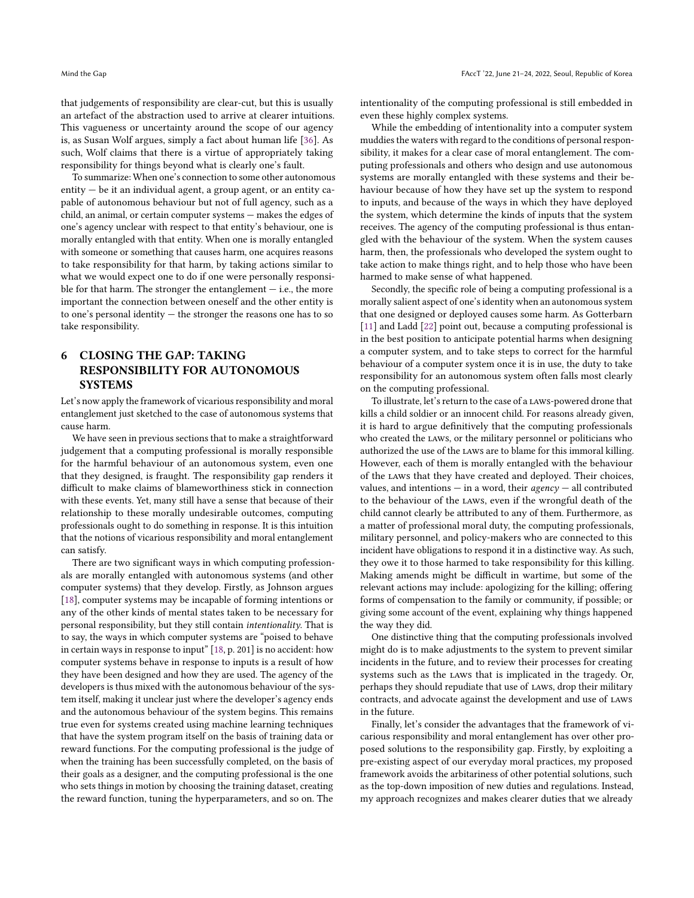that judgements of responsibility are clear-cut, but this is usually an artefact of the abstraction used to arrive at clearer intuitions. This vagueness or uncertainty around the scope of our agency is, as Susan Wolf argues, simply a fact about human life [36]. As such, Wolf claims that there is a virtue of appropriately taking responsibility for things beyond what is clearly one's fault.

To summarize: When one's connection to some other autonomous entity — be it an individual agent, a group agent, or an entity capable of autonomous behaviour but not of full agency, such as a child, an animal, or certain computer systems — makes the edges of one's agency unclear with respect to that entity's behaviour, one is morally entangled with that entity. When one is morally entangled with someone or something that causes harm, one acquires reasons to take responsibility for that harm, by taking actions similar to what we would expect one to do if one were personally responsible for that harm. The stronger the entanglement — i.e., the more important the connection between oneself and the other entity is to one's personal identity — the stronger the reasons one has to so take responsibility.

## 6 CLOSING THE GAP: TAKING RESPONSIBILITY FOR AUTONOMOUS SYSTEMS

Let's now apply the framework of vicarious responsibility and moral entanglement just sketched to the case of autonomous systems that cause harm.

We have seen in previous sections that to make a straightforward judgement that a computing professional is morally responsible for the harmful behaviour of an autonomous system, even one that they designed, is fraught. The responsibility gap renders it difficult to make claims of blameworthiness stick in connection with these events. Yet, many still have a sense that because of their relationship to these morally undesirable outcomes, computing professionals ought to do something in response. It is this intuition that the notions of vicarious responsibility and moral entanglement can satisfy.

There are two significant ways in which computing professionals are morally entangled with autonomous systems (and other computer systems) that they develop. Firstly, as Johnson argues [18], computer systems may be incapable of forming intentions or any of the other kinds of mental states taken to be necessary for personal responsibility, but they still contain *intentionality*. That is to say, the ways in which computer systems are "poised to behave in certain ways in response to input" [18, p. 201] is no accident: how computer systems behave in response to inputs is a result of how they have been designed and how they are used. The agency of the developers is thus mixed with the autonomous behaviour of the system itself, making it unclear just where the developer's agency ends and the autonomous behaviour of the system begins. This remains true even for systems created using machine learning techniques that have the system program itself on the basis of training data or reward functions. For the computing professional is the judge of when the training has been successfully completed, on the basis of their goals as a designer, and the computing professional is the one who sets things in motion by choosing the training dataset, creating the reward function, tuning the hyperparameters, and so on. The intentionality of the computing professional is still embedded in even these highly complex systems.

While the embedding of intentionality into a computer system muddies the waters with regard to the conditions of personal responsibility, it makes for a clear case of moral entanglement. The computing professionals and others who design and use autonomous systems are morally entangled with these systems and their behaviour because of how they have set up the system to respond to inputs, and because of the ways in which they have deployed the system, which determine the kinds of inputs that the system receives. The agency of the computing professional is thus entangled with the behaviour of the system. When the system causes harm, then, the professionals who developed the system ought to take action to make things right, and to help those who have been harmed to make sense of what happened.

Secondly, the specific role of being a computing professional is a morally salient aspect of one's identity when an autonomous system that one designed or deployed causes some harm. As Gotterbarn [11] and Ladd [22] point out, because a computing professional is in the best position to anticipate potential harms when designing a computer system, and to take steps to correct for the harmful behaviour of a computer system once it is in use, the duty to take responsibility for an autonomous system often falls most clearly on the computing professional.

To illustrate, let's return to the case of a LAWS-powered drone that kills a child soldier or an innocent child. For reasons already given, it is hard to argue definitively that the computing professionals who created the LAWS, or the military personnel or politicians who authorized the use of the LAWS are to blame for this immoral killing. However, each of them is morally entangled with the behaviour of the LAWS that they have created and deployed. Their choices, values, and intentions — in a word, their *agency* — all contributed to the behaviour of the LAWS, even if the wrongful death of the child cannot clearly be attributed to any of them. Furthermore, as a matter of professional moral duty, the computing professionals, military personnel, and policy-makers who are connected to this incident have obligations to respond it in a distinctive way. As such, they owe it to those harmed to take responsibility for this killing. Making amends might be difficult in wartime, but some of the relevant actions may include: apologizing for the killing; offering forms of compensation to the family or community, if possible; or giving some account of the event, explaining why things happened the way they did.

One distinctive thing that the computing professionals involved might do is to make adjustments to the system to prevent similar incidents in the future, and to review their processes for creating systems such as the LAWS that is implicated in the tragedy. Or, perhaps they should repudiate that use of LAWS, drop their military contracts, and advocate against the development and use of LAWS in the future.

Finally, let's consider the advantages that the framework of vicarious responsibility and moral entanglement has over other proposed solutions to the responsibility gap. Firstly, by exploiting a pre-existing aspect of our everyday moral practices, my proposed framework avoids the arbitrariness of other potential solutions, such as the top-down imposition of new duties and regulations. Instead, my approach recognizes and makes clearer duties that we already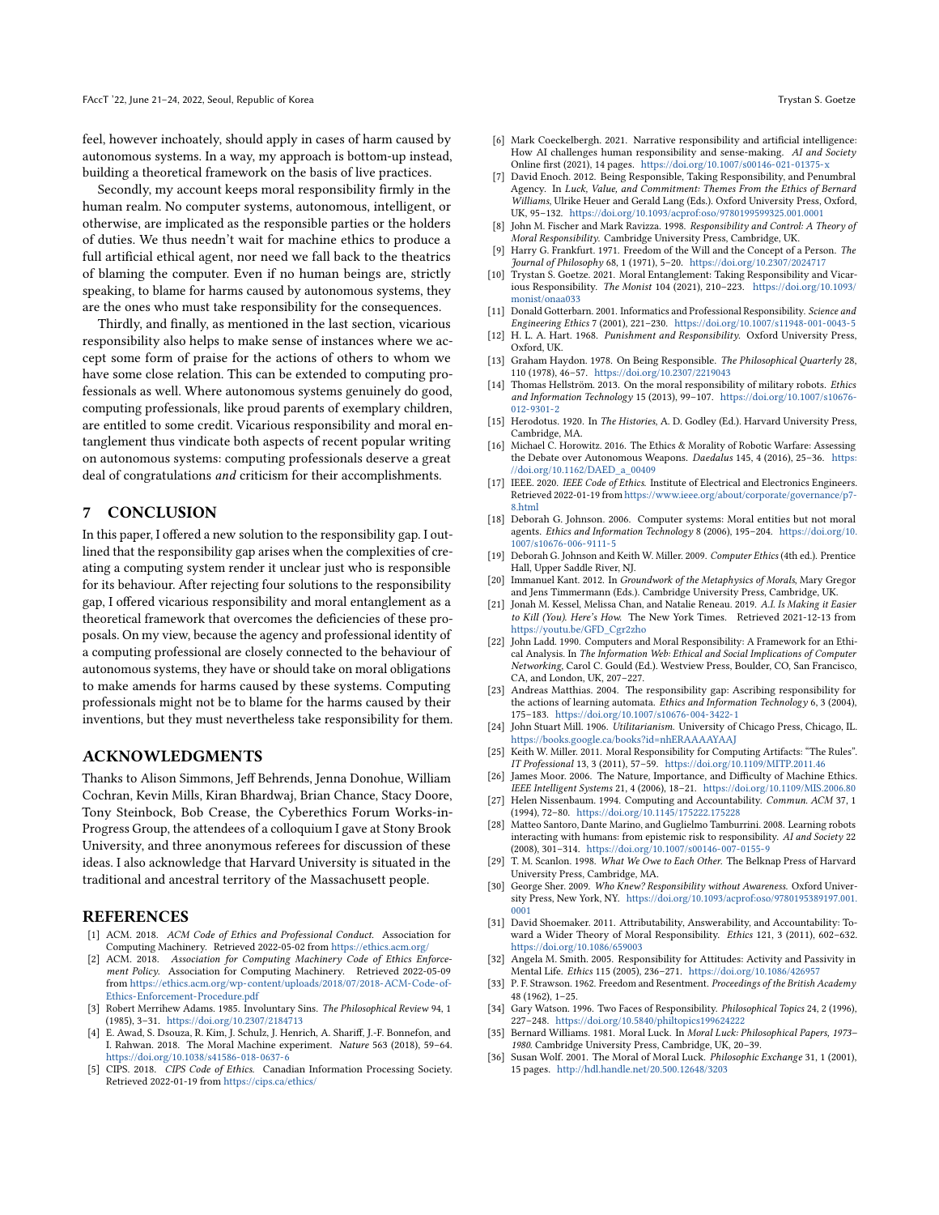feel, however inchoately, should apply in cases of harm caused by autonomous systems. In a way, my approach is bottom-up instead, building a theoretical framework on the basis of live practices.

Secondly, my account keeps moral responsibility firmly in the human realm. No computer systems, autonomous, intelligent, or otherwise, are implicated as the responsible parties or the holders of duties. We thus needn't wait for machine ethics to produce a full artificial ethical agent, nor need we fall back to the theatrics of blaming the computer. Even if no human beings are, strictly speaking, to blame for harms caused by autonomous systems, they are the ones who must take responsibility for the consequences.

Thirdly, and finally, as mentioned in the last section, vicarious responsibility also helps to make sense of instances where we accept some form of praise for the actions of others to whom we have some close relation. This can be extended to computing professionals as well. Where autonomous systems genuinely do good, computing professionals, like proud parents of exemplary children, are entitled to some credit. Vicarious responsibility and moral entanglement thus vindicate both aspects of recent popular writing on autonomous systems: computing professionals deserve a great deal of congratulations *and* criticism for their accomplishments.

## 7 CONCLUSION

In this paper, I offered a new solution to the responsibility gap. I outlined that the responsibility gap arises when the complexities of creating a computing system render it unclear just who is responsible for its behaviour. After rejecting four solutions to the responsibility gap, I offered vicarious responsibility and moral entanglement as a theoretical framework that overcomes the deficiencies of these proposals. On my view, because the agency and professional identity of a computing professional are closely connected to the behaviour of autonomous systems, they have or should take on moral obligations to make amends for harms caused by these systems. Computing professionals might not be to blame for the harms caused by their inventions, but they must nevertheless take responsibility for them.

## ACKNOWLEDGMENTS

Thanks to Alison Simmons, Jeff Behrends, Jenna Donohue, William Cochran, Kevin Mills, Kiran Bhardwaj, Brian Chance, Stacy Doore, Tony Steinbock, Bob Crease, the Cyberethics Forum Works-in-Progress Group, the attendees of a colloquium I gave at Stony Brook University, and three anonymous referees for discussion of these ideas. I also acknowledge that Harvard University is situated in the traditional and ancestral territory of the Massachusett people.

## REFERENCES

[1] ACM. 2018. *ACM Code of Ethics and Professional Conduct.* Association for Computing Machinery. Retrieved 2022-05-02 from https://ethics.acm.org/

[2] ACM. 2018. *Association for Computing Machinery Code of Ethics Enforcement Policy.* Association for Computing Machinery. Retrieved 2022-05-09 from https://ethics.acm.org/wp-content/uploads/2018/07/2018-ACM-Code-of-Ethics-Enforcement-Procedure.pdf

[3] Robert Merrihew Adams. 1985. Involuntary Sins. *The Philosophical Review* 94, 1 (1985), 3–31. https://doi.org/10.2307/2184713

[4] E. Awad, S. Dsouza, R. Kim, J. Schulz, J. Henrich, A. Shariff, J.-F. Bonnefon, and I. Rahwan. 2018. The Moral Machine experiment. *Nature* 563 (2018), 59–64. https://doi.org/10.1038/s41586-018-0637-6

[5] CIPS. 2018. *CIPS Code of Ethics.* Canadian Information Processing Society. Retrieved 2022-01-19 from https://cips.ca/ethics/

[6] Mark Coeckelbergh. 2021. Narrative responsibility and artificial intelligence: How AI challenges human responsibility and sense-making. *AI and Society* Online first (2021), 14 pages. https://doi.org/10.1007/s00146-021-01375-x

[7] David Enoch. 2012. Being Responsible, Taking Responsibility, and Penumbral Agency. In *Luck, Value, and Commitment: Themes From the Ethics of Bernard Williams*, Ulrike Heuer and Gerald Lang (Eds.). Oxford University Press, Oxford, UK, 95–132. https://doi.org/10.1093/acprof:oso/9780199599325.001.0001

[8] John M. Fischer and Mark Ravizza. 1998. *Responsibility and Control: A Theory of Moral Responsibility.* Cambridge University Press, Cambridge, UK.

[9] Harry G. Frankfurt. 1971. Freedom of the Will and the Concept of a Person. *The Journal of Philosophy* 68, 1 (1971), 5–20. https://doi.org/10.2307/2024717

[10] Trystan S. Goetze. 2021. Moral Entanglement: Taking Responsibility and Vicarious Responsibility. *The Monist* 104 (2021), 210–223. https://doi.org/10.1093/monist/onaa033

[11] Donald Gotterbarn. 2001. Informatics and Professional Responsibility. *Science and Engineering Ethics* 7 (2001), 221–230. https://doi.org/10.1007/s11948-001-0043-5

[12] H. L. A. Hart. 1968. *Punishment and Responsibility.* Oxford University Press, Oxford, UK.

[13] Graham Haydon. 1978. On Being Responsible. *The Philosophical Quarterly* 28, 110 (1978), 46–57. https://doi.org/10.2307/2219043

[14] Thomas Hellström. 2013. On the moral responsibility of military robots. *Ethics and Information Technology* 15 (2013), 99–107. https://doi.org/10.1007/s10676-012-9301-2

[15] Herodotus. 1920. In *The Histories*, A. D. Godley (Ed.). Harvard University Press, Cambridge, MA.

[16] Michael C. Horowitz. 2016. The Ethics & Morality of Robotic Warfare: Assessing the Debate over Autonomous Weapons. *Daedalus* 145, 4 (2016), 25–36. https://doi.org/10.1162/DAED_a_00409

[17] IEEE. 2020. *IEEE Code of Ethics.* Institute of Electrical and Electronics Engineers. Retrieved 2022-01-19 from https://www.ieee.org/about/corporate/governance/p7-8.html

[18] Deborah G. Johnson. 2006. Computer systems: Moral entities but not moral agents. *Ethics and Information Technology* 8 (2006), 195–204. https://doi.org/10.1007/s10676-006-9111-5

[19] Deborah G. Johnson and Keith W. Miller. 2009. *Computer Ethics* (4th ed.). Prentice Hall, Upper Saddle River, NJ.

[20] Immanuel Kant. 2012. In *Groundwork of the Metaphysics of Morals*, Mary Gregor and Jens Timmermann (Eds.). Cambridge University Press, Cambridge, UK.

[21] Jonah M. Kessel, Melissa Chan, and Natalie Reneau. 2019. *A.I. Is Making it Easier to Kill (You). Here's How.* The New York Times. Retrieved 2021-12-13 from https://youtu.be/GFD_Cgr2zho

[22] John Ladd. 1990. Computers and Moral Responsibility: A Framework for an Ethical Analysis. In *The Information Web: Ethical and Social Implications of Computer Networking*, Carol C. Gould (Ed.). Westview Press, Boulder, CO, San Francisco, CA, and London, UK, 207–227.

[23] Andreas Matthias. 2004. The responsibility gap: Ascribing responsibility for the actions of learning automata. *Ethics and Information Technology* 6, 3 (2004), 175–183. https://doi.org/10.1007/s10676-004-3422-1

[24] John Stuart Mill. 1906. *Utilitarianism.* University of Chicago Press, Chicago, IL. https://books.google.ca/books?id=nhERAAAAYAAJ

[25] Keith W. Miller. 2011. Moral Responsibility for Computing Artifacts: "The Rules". *IT Professional* 13, 3 (2011), 57–59. https://doi.org/10.1109/MITP.2011.46

[26] James Moor. 2006. The Nature, Importance, and Difficulty of Machine Ethics. *IEEE Intelligent Systems* 21, 4 (2006), 18–21. https://doi.org/10.1109/MIS.2006.80

[27] Helen Nissenbaum. 1994. Computing and Accountability. *Commun. ACM* 37, 1 (1994), 72–80. https://doi.org/10.1145/175222.175228

[28] Matteo Santoro, Dante Marino, and Guglielmo Tamburrini. 2008. Learning robots interacting with humans: from epistemic risk to responsibility. *AI and Society* 22 (2008), 301–314. https://doi.org/10.1007/s00146-007-0155-9

[29] T. M. Scanlon. 1998. *What We Owe to Each Other.* The Belknap Press of Harvard University Press, Cambridge, MA.

[30] George Sher. 2009. *Who Knew? Responsibility without Awareness.* Oxford University Press, New York, NY. https://doi.org/10.1093/acprof:oso/9780195389197.001.0001

[31] David Shoemaker. 2011. Attributability, Answerability, and Accountability: Toward a Wider Theory of Moral Responsibility. *Ethics* 121, 3 (2011), 602–632. https://doi.org/10.1086/659003

[32] Angela M. Smith. 2005. Responsibility for Attitudes: Activity and Passivity in Mental Life. *Ethics* 115 (2005), 236–271. https://doi.org/10.1086/426957

[33] P. F. Strawson. 1962. Freedom and Resentment. *Proceedings of the British Academy* 48 (1962), 1–25.

[34] Gary Watson. 1996. Two Faces of Responsibility. *Philosophical Topics* 24, 2 (1996), 227–248. https://doi.org/10.5840/philtopics199624222

[35] Bernard Williams. 1981. Moral Luck. In *Moral Luck: Philosophical Papers, 1973–1980.* Cambridge University Press, Cambridge, UK, 20–39.

[36] Susan Wolf. 2001. The Moral of Moral Luck. *Philosophic Exchange* 31, 1 (2001), 15 pages. http://hdl.handle.net/20.500.12648/3203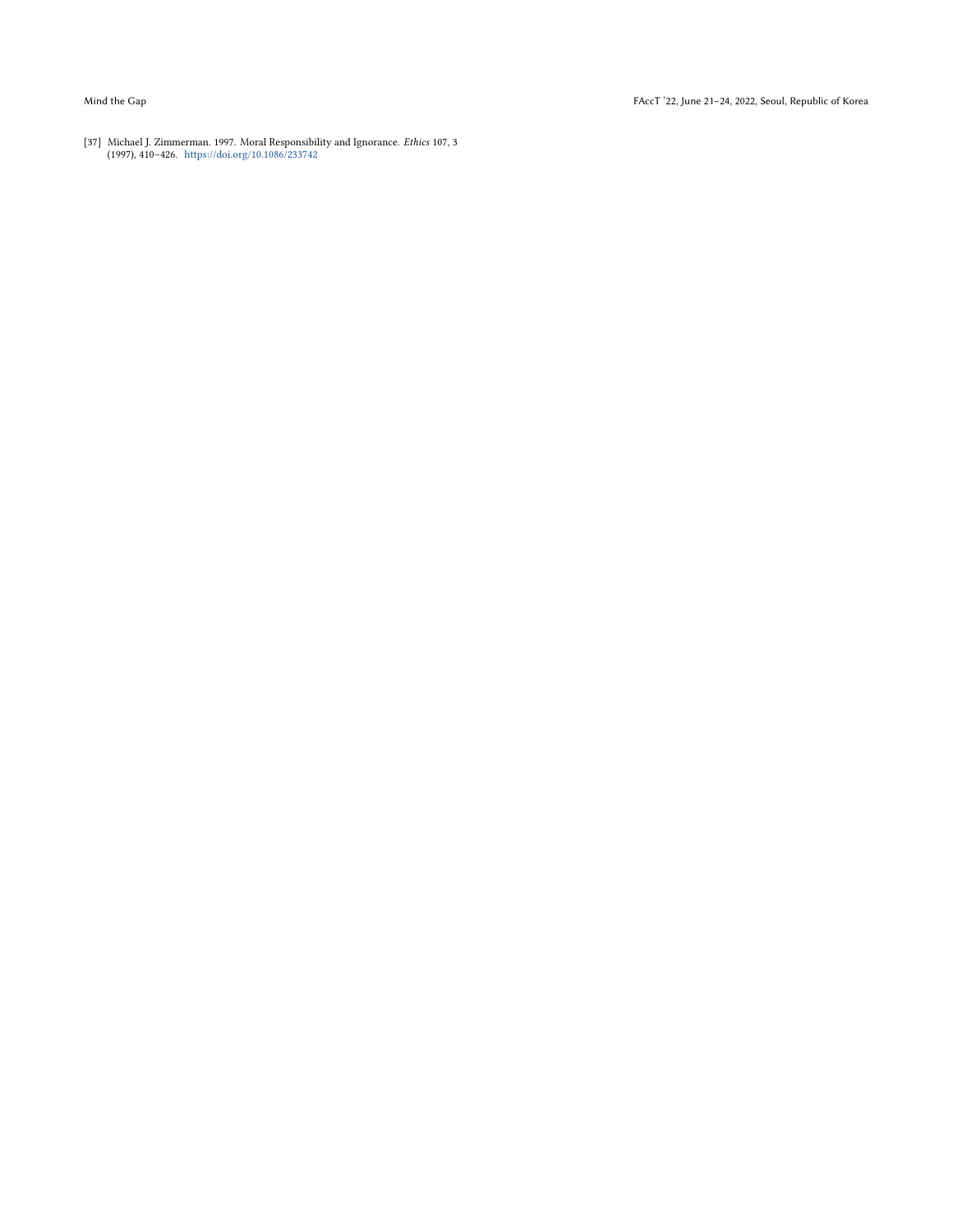[37] Michael J. Zimmerman. 1997. Moral Responsibility and Ignorance. *Ethics* 107, 3 (1997), 410–426. https://doi.org/10.1086/233742